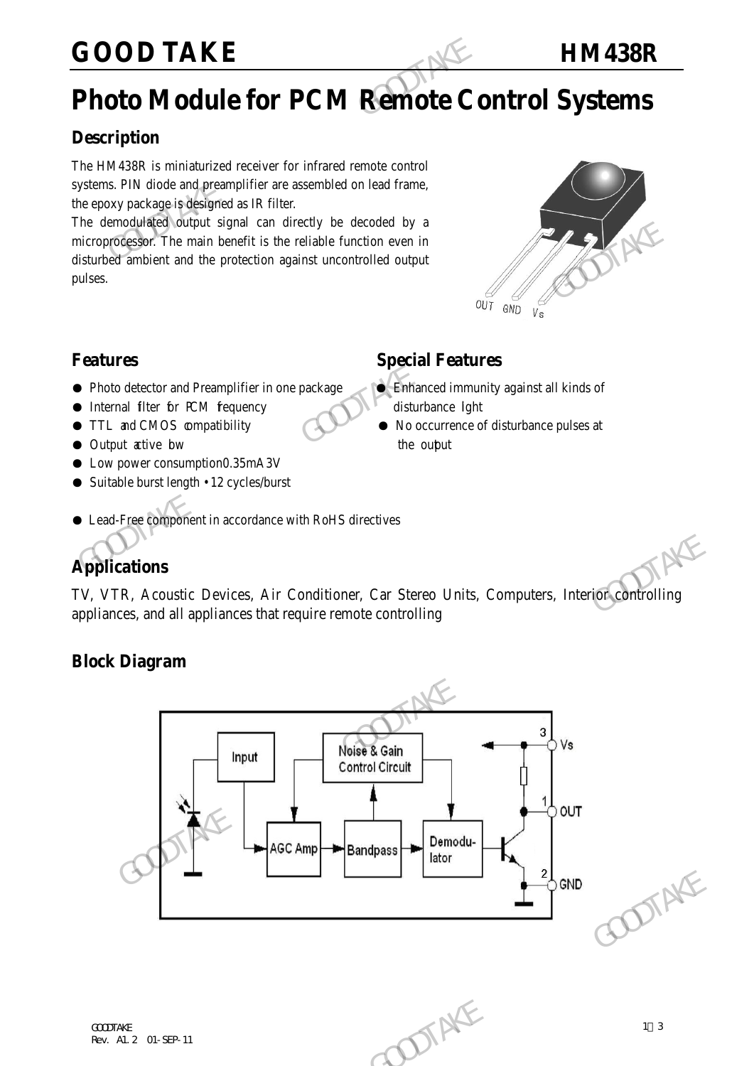# GOOD TAKE HM438R

# Photo Module for PCM Remote Control Systems

## Description

The HM438R is miniaturized receiver for infrared remote control systems. PIN diode and preamplifier are assembled on lead frame, the epoxy package is designed as IR filter.

The demodulated output signal can directly be decoded by a microprocessor. The main benefit is the reliable function even in disturbed ambient and the protection against uncontrolled output pulses.

## Features

- Photo detector and Preamplifier in one package
- Internal filter for PCM frequency
- TTL and CMOS compatibility
- Output active low
- Low power consumption0.35mA 3V
- Suitable burst length • 12 cycles/burst
- Lead-Free component in accordance with RoHS directives

## Special Features

- Enhanced immunity against all kinds of disturbance light
- No occurrence of disturbance pulses at the output

## Applications

TV, VTR, Acoustic Devices, Air Conditioner, Car Stereo Units, Computers, Interior controlling appliances, and all appliances that require remote controlling

## Block Diagram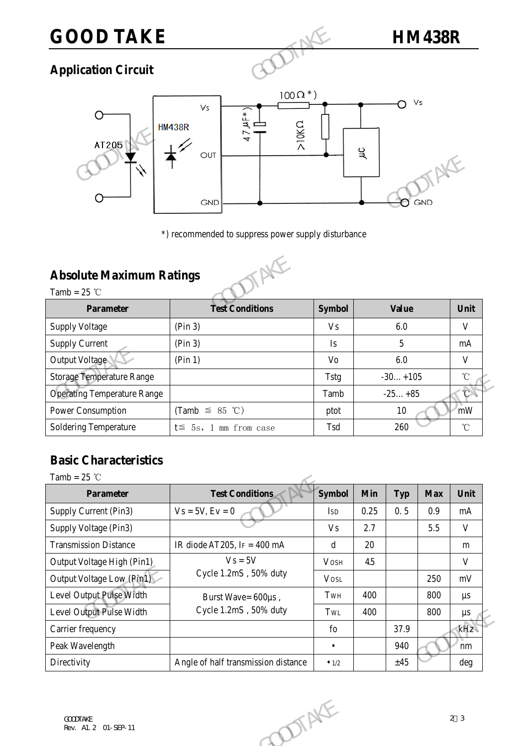## Application Circuit

*) recommended to suppress power supply disturbance

## Absolute Maximum Ratings

Tamb = 25 ℃

| Parameter | Test Conditions | Symbol | Value | Unit |
|---|---|---|---|---|
| Supply Voltage | (Pin 3) | Vs | 6.0 | V |
| Supply Current | (Pin 3) | Is | 5 | mA |
| Output Voltage | (Pin 1) | Vo | 6.0 | V |
| Storage Temperature Range | | Tstg | -30… +105 | ℃ |
| Operating Temperature Range | | Tamb | -25… +85 | ℃ |
| Power Consumption | (Tamb ≦ 85 ℃) | ptot | 10 | mW |
| Soldering Temperature | t≦ 5s, 1 mm from case | Tsd | 260 | ℃ |

## Basic Characteristics

Tamb = 25 ℃

| Parameter | Test Conditions | Symbol | Min | Typ | Max | Unit |
|---|---|---|---|---|---|---|
| Supply Current (Pin3) | Vs = 5V, Ev = 0 | $I_{SD}$ | 0.25 | 0. 5 | 0.9 | mA |
| Supply Voltage (Pin3) | | Vs | 2.7 | | 5.5 | V |
| Transmission Distance | IR diode AT205, $I_F$ = 400 mA | d | 20 | | | m |
| Output Voltage High (Pin1) | Vs = 5V Cycle 1.2mS , 50% duty | $V_{OSH}$ | 4.5 | | | V |
| Output Voltage Low (Pin1) | | $V_{OSL}$ | | | 250 | mV |
| Level Output Pulse Width | Burst Wave= 600μs , Cycle 1.2mS , 50% duty | $T_{WH}$ | 400 | | 800 | μs |
| Level Output Pulse Width | | $T_{WL}$ | 400 | | 800 | μs |
| Carrier frequency | | fo | | 37.9 | | kHz |
| Peak Wavelength | | • | | 940 | | nm |
| Directivity | Angle of half transmission distance | $•_{1/2}$ | | ±45 | | deg |

GOODTAKE
Rev. A1. 2 01-SEP-11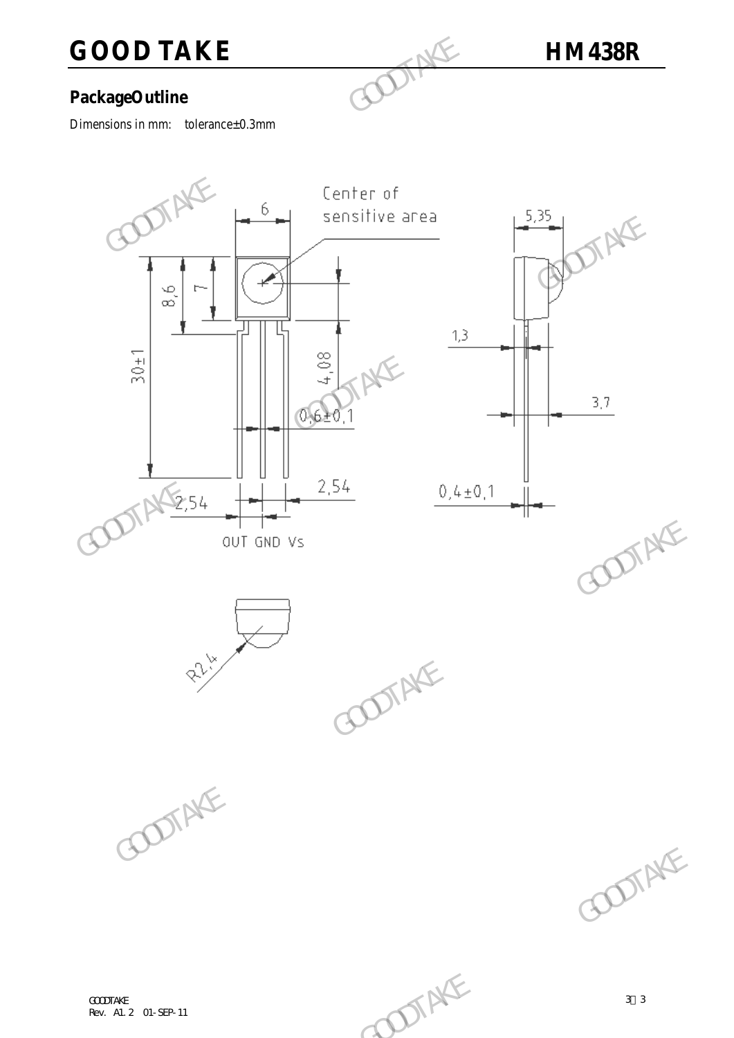## PackageOutline

Dimensions in mm: tolerance±0.3mm

Center of sensitive area

6

5,35

8,6

7

30±1

4,08

1,3

3,7

0,6±0,1

2,54

2,54

0,4±0,1

OUT GND Vs

R2,4